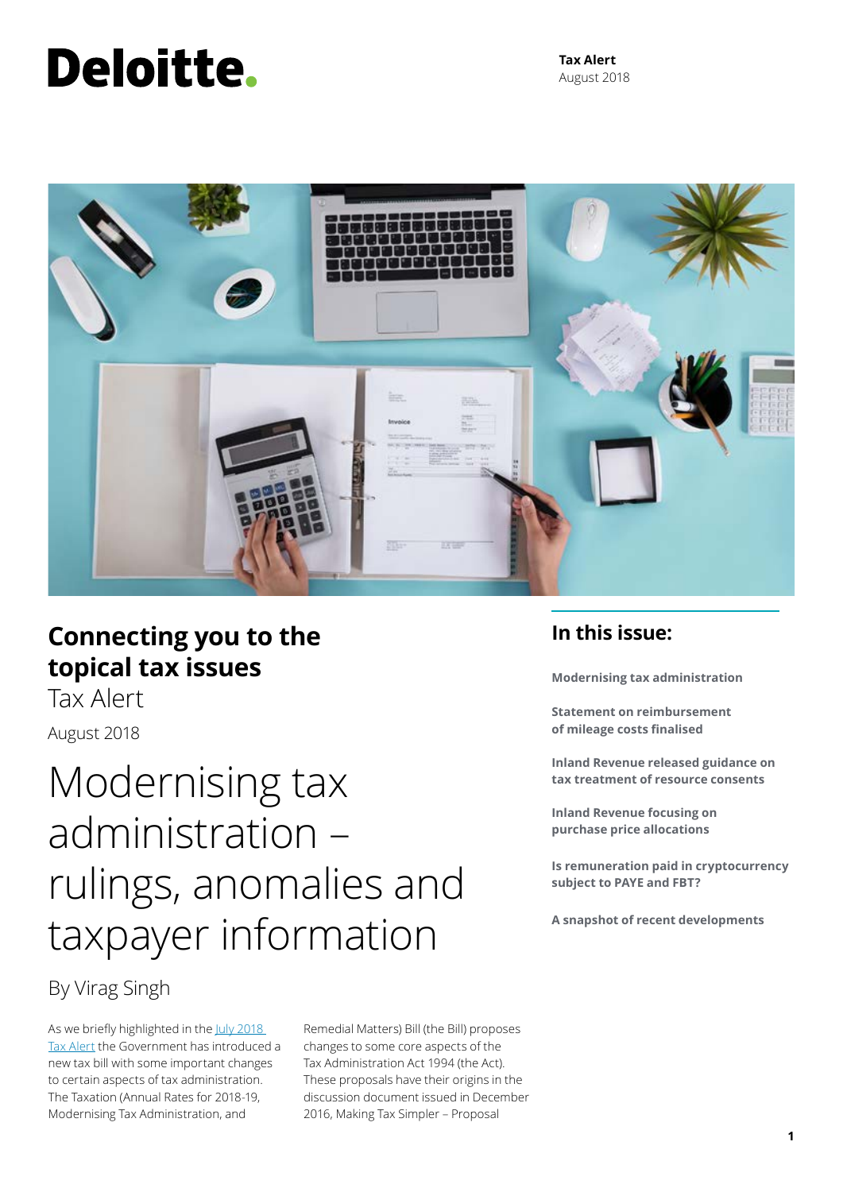Deloitte.

**Tax Alert**
August 2018

## Connecting you to the topical tax issues

Tax Alert

August 2018

### In this issue:

**Modernising tax administration**

**Statement on reimbursement of mileage costs finalised**

**Inland Revenue released guidance on tax treatment of resource consents**

**Inland Revenue focusing on purchase price allocations**

**Is remuneration paid in cryptocurrency subject to PAYE and FBT?**

**A snapshot of recent developments**

# Modernising tax administration – rulings, anomalies and taxpayer information

By Virag Singh

As we briefly highlighted in the July 2018 Tax Alert the Government has introduced a new tax bill with some important changes to certain aspects of tax administration. The Taxation (Annual Rates for 2018-19, Modernising Tax Administration, and Remedial Matters) Bill (the Bill) proposes changes to some core aspects of the Tax Administration Act 1994 (the Act). These proposals have their origins in the discussion document issued in December 2016, Making Tax Simpler – Proposal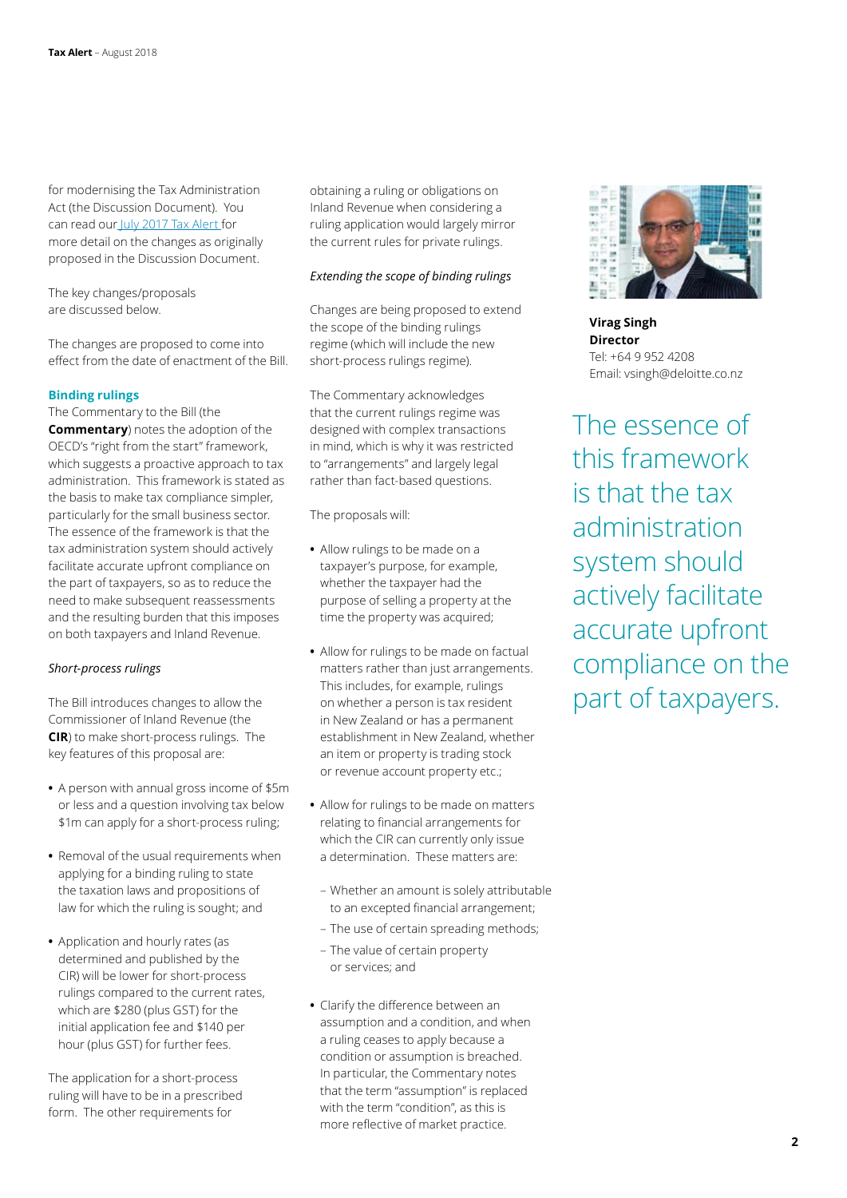for modernising the Tax Administration Act (the Discussion Document). You can read our July 2017 Tax Alert for more detail on the changes as originally proposed in the Discussion Document.

The key changes/proposals are discussed below.

The changes are proposed to come into effect from the date of enactment of the Bill.

## Binding rulings

The Commentary to the Bill (the **Commentary**) notes the adoption of the OECD's "right from the start" framework, which suggests a proactive approach to tax administration. This framework is stated as the basis to make tax compliance simpler, particularly for the small business sector. The essence of the framework is that the tax administration system should actively facilitate accurate upfront compliance on the part of taxpayers, so as to reduce the need to make subsequent reassessments and the resulting burden that this imposes on both taxpayers and Inland Revenue.

### *Short-process rulings*

The Bill introduces changes to allow the Commissioner of Inland Revenue (the **CIR**) to make short-process rulings. The key features of this proposal are:

- A person with annual gross income of $5m or less and a question involving tax below $1m can apply for a short-process ruling;
- Removal of the usual requirements when applying for a binding ruling to state the taxation laws and propositions of law for which the ruling is sought; and
- Application and hourly rates (as determined and published by the CIR) will be lower for short-process rulings compared to the current rates, which are $280 (plus GST) for the initial application fee and $140 per hour (plus GST) for further fees.

The application for a short-process ruling will have to be in a prescribed form. The other requirements for obtaining a ruling or obligations on Inland Revenue when considering a ruling application would largely mirror the current rules for private rulings.

### *Extending the scope of binding rulings*

Changes are being proposed to extend the scope of the binding rulings regime (which will include the new short-process rulings regime).

The Commentary acknowledges that the current rulings regime was designed with complex transactions in mind, which is why it was restricted to "arrangements" and largely legal rather than fact-based questions.

The proposals will:

- Allow rulings to be made on a taxpayer's purpose, for example, whether the taxpayer had the purpose of selling a property at the time the property was acquired;
- Allow for rulings to be made on factual matters rather than just arrangements. This includes, for example, rulings on whether a person is tax resident in New Zealand or has a permanent establishment in New Zealand, whether an item or property is trading stock or revenue account property etc.;
- Allow for rulings to be made on matters relating to financial arrangements for which the CIR can currently only issue a determination. These matters are:
  - Whether an amount is solely attributable to an excepted financial arrangement;
  - The use of certain spreading methods;
  - The value of certain property or services; and
- Clarify the difference between an assumption and a condition, and when a ruling ceases to apply because a condition or assumption is breached. In particular, the Commentary notes that the term "assumption" is replaced with the term "condition", as this is more reflective of market practice.

**Virag Singh**
**Director**
Tel: +64 9 952 4208
Email: vsingh@deloitte.co.nz

The essence of this framework is that the tax administration system should actively facilitate accurate upfront compliance on the part of taxpayers.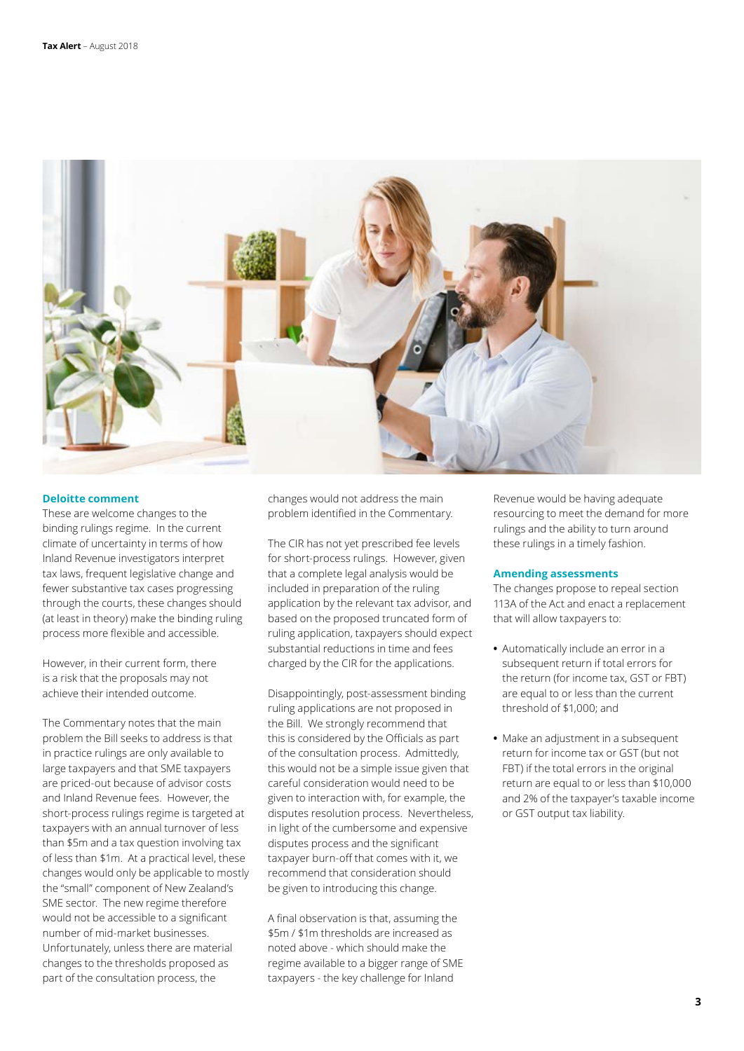### Deloitte comment

These are welcome changes to the binding rulings regime. In the current climate of uncertainty in terms of how Inland Revenue investigators interpret tax laws, frequent legislative change and fewer substantive tax cases progressing through the courts, these changes should (at least in theory) make the binding ruling process more flexible and accessible.

However, in their current form, there is a risk that the proposals may not achieve their intended outcome.

The Commentary notes that the main problem the Bill seeks to address is that in practice rulings are only available to large taxpayers and that SME taxpayers are priced-out because of advisor costs and Inland Revenue fees. However, the short-process rulings regime is targeted at taxpayers with an annual turnover of less than $5m and a tax question involving tax of less than $1m. At a practical level, these changes would only be applicable to mostly the "small" component of New Zealand's SME sector. The new regime therefore would not be accessible to a significant number of mid-market businesses. Unfortunately, unless there are material changes to the thresholds proposed as part of the consultation process, the changes would not address the main problem identified in the Commentary.

The CIR has not yet prescribed fee levels for short-process rulings. However, given that a complete legal analysis would be included in preparation of the ruling application by the relevant tax advisor, and based on the proposed truncated form of ruling application, taxpayers should expect substantial reductions in time and fees charged by the CIR for the applications.

Disappointingly, post-assessment binding ruling applications are not proposed in the Bill. We strongly recommend that this is considered by the Officials as part of the consultation process. Admittedly, this would not be a simple issue given that careful consideration would need to be given to interaction with, for example, the disputes resolution process. Nevertheless, in light of the cumbersome and expensive disputes process and the significant taxpayer burn-off that comes with it, we recommend that consideration should be given to introducing this change.

A final observation is that, assuming the $5m / $1m thresholds are increased as noted above - which should make the regime available to a bigger range of SME taxpayers - the key challenge for Inland Revenue would be having adequate resourcing to meet the demand for more rulings and the ability to turn around these rulings in a timely fashion.

### Amending assessments

The changes propose to repeal section 113A of the Act and enact a replacement that will allow taxpayers to:

- Automatically include an error in a subsequent return if total errors for the return (for income tax, GST or FBT) are equal to or less than the current threshold of $1,000; and
- Make an adjustment in a subsequent return for income tax or GST (but not FBT) if the total errors in the original return are equal to or less than $10,000 and 2% of the taxpayer's taxable income or GST output tax liability.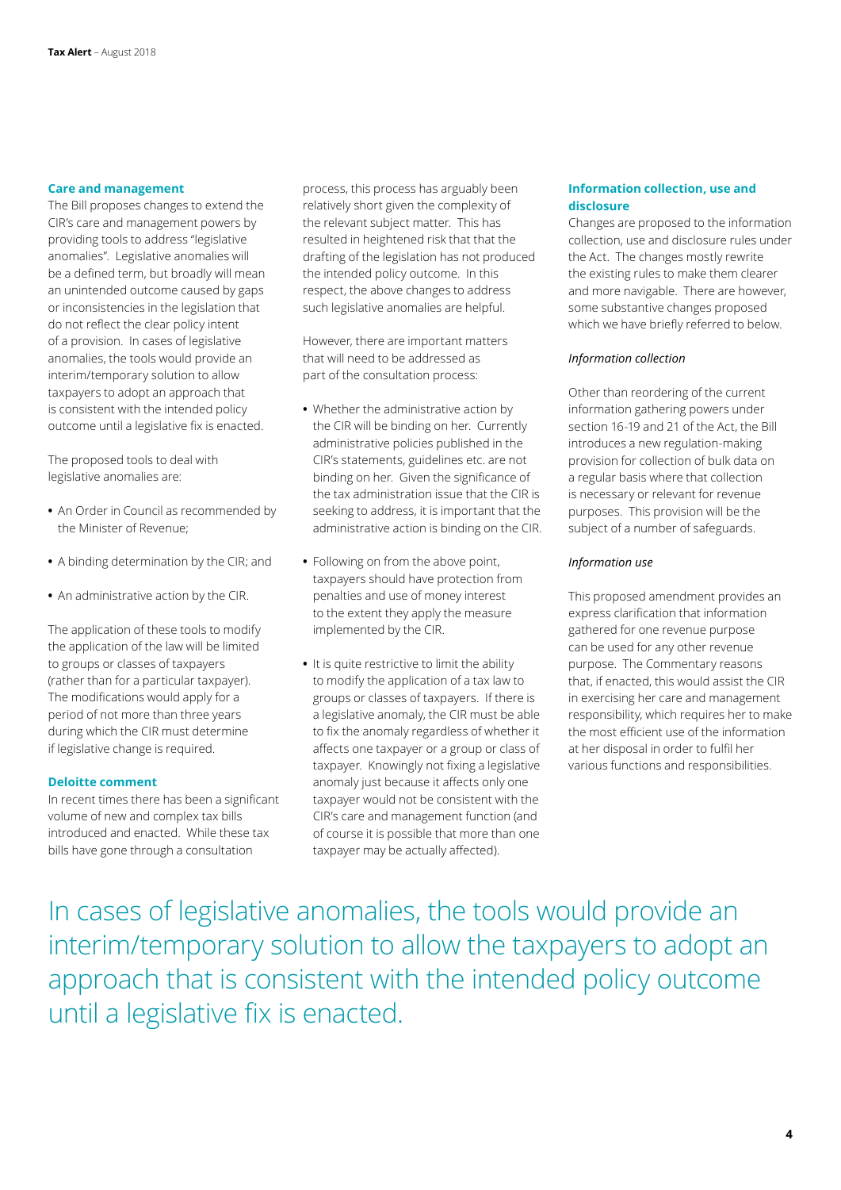### Care and management

The Bill proposes changes to extend the CIR's care and management powers by providing tools to address "legislative anomalies". Legislative anomalies will be a defined term, but broadly will mean an unintended outcome caused by gaps or inconsistencies in the legislation that do not reflect the clear policy intent of a provision. In cases of legislative anomalies, the tools would provide an interim/temporary solution to allow taxpayers to adopt an approach that is consistent with the intended policy outcome until a legislative fix is enacted.

The proposed tools to deal with legislative anomalies are:

- An Order in Council as recommended by the Minister of Revenue;
- A binding determination by the CIR; and
- An administrative action by the CIR.

The application of these tools to modify the application of the law will be limited to groups or classes of taxpayers (rather than for a particular taxpayer). The modifications would apply for a period of not more than three years during which the CIR must determine if legislative change is required.

### Deloitte comment

In recent times there has been a significant volume of new and complex tax bills introduced and enacted. While these tax bills have gone through a consultation process, this process has arguably been relatively short given the complexity of the relevant subject matter. This has resulted in heightened risk that that the drafting of the legislation has not produced the intended policy outcome. In this respect, the above changes to address such legislative anomalies are helpful.

However, there are important matters that will need to be addressed as part of the consultation process:

- Whether the administrative action by the CIR will be binding on her. Currently administrative policies published in the CIR's statements, guidelines etc. are not binding on her. Given the significance of the tax administration issue that the CIR is seeking to address, it is important that the administrative action is binding on the CIR.
- Following on from the above point, taxpayers should have protection from penalties and use of money interest to the extent they apply the measure implemented by the CIR.
- It is quite restrictive to limit the ability to modify the application of a tax law to groups or classes of taxpayers. If there is a legislative anomaly, the CIR must be able to fix the anomaly regardless of whether it affects one taxpayer or a group or class of taxpayer. Knowingly not fixing a legislative anomaly just because it affects only one taxpayer would not be consistent with the CIR's care and management function (and of course it is possible that more than one taxpayer may be actually affected).

### Information collection, use and disclosure

Changes are proposed to the information collection, use and disclosure rules under the Act. The changes mostly rewrite the existing rules to make them clearer and more navigable. There are however, some substantive changes proposed which we have briefly referred to below.

*Information collection*

Other than reordering of the current information gathering powers under section 16-19 and 21 of the Act, the Bill introduces a new regulation-making provision for collection of bulk data on a regular basis where that collection is necessary or relevant for revenue purposes. This provision will be the subject of a number of safeguards.

*Information use*

This proposed amendment provides an express clarification that information gathered for one revenue purpose can be used for any other revenue purpose. The Commentary reasons that, if enacted, this would assist the CIR in exercising her care and management responsibility, which requires her to make the most efficient use of the information at her disposal in order to fulfil her various functions and responsibilities.

In cases of legislative anomalies, the tools would provide an interim/temporary solution to allow the taxpayers to adopt an approach that is consistent with the intended policy outcome until a legislative fix is enacted.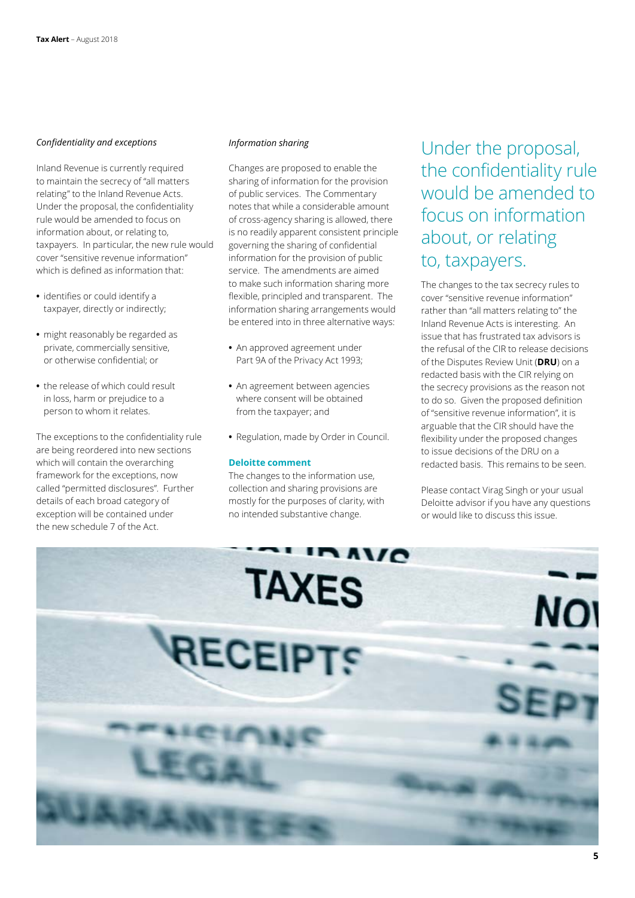*Confidentiality and exceptions*

Inland Revenue is currently required to maintain the secrecy of "all matters relating" to the Inland Revenue Acts. Under the proposal, the confidentiality rule would be amended to focus on information about, or relating to, taxpayers. In particular, the new rule would cover "sensitive revenue information" which is defined as information that:

- identifies or could identify a taxpayer, directly or indirectly;
- might reasonably be regarded as private, commercially sensitive, or otherwise confidential; or
- the release of which could result in loss, harm or prejudice to a person to whom it relates.

The exceptions to the confidentiality rule are being reordered into new sections which will contain the overarching framework for the exceptions, now called "permitted disclosures". Further details of each broad category of exception will be contained under the new schedule 7 of the Act.

*Information sharing*

Changes are proposed to enable the sharing of information for the provision of public services. The Commentary notes that while a considerable amount of cross-agency sharing is allowed, there is no readily apparent consistent principle governing the sharing of confidential information for the provision of public service. The amendments are aimed to make such information sharing more flexible, principled and transparent. The information sharing arrangements would be entered into in three alternative ways:

- An approved agreement under Part 9A of the Privacy Act 1993;
- An agreement between agencies where consent will be obtained from the taxpayer; and
- Regulation, made by Order in Council.

**Deloitte comment**

The changes to the information use, collection and sharing provisions are mostly for the purposes of clarity, with no intended substantive change.

## Under the proposal, the confidentiality rule would be amended to focus on information about, or relating to, taxpayers.

The changes to the tax secrecy rules to cover "sensitive revenue information" rather than "all matters relating to" the Inland Revenue Acts is interesting. An issue that has frustrated tax advisors is the refusal of the CIR to release decisions of the Disputes Review Unit (**DRU**) on a redacted basis with the CIR relying on the secrecy provisions as the reason not to do so. Given the proposed definition of "sensitive revenue information", it is arguable that the CIR should have the flexibility under the proposed changes to issue decisions of the DRU on a redacted basis. This remains to be seen.

Please contact Virag Singh or your usual Deloitte advisor if you have any questions or would like to discuss this issue.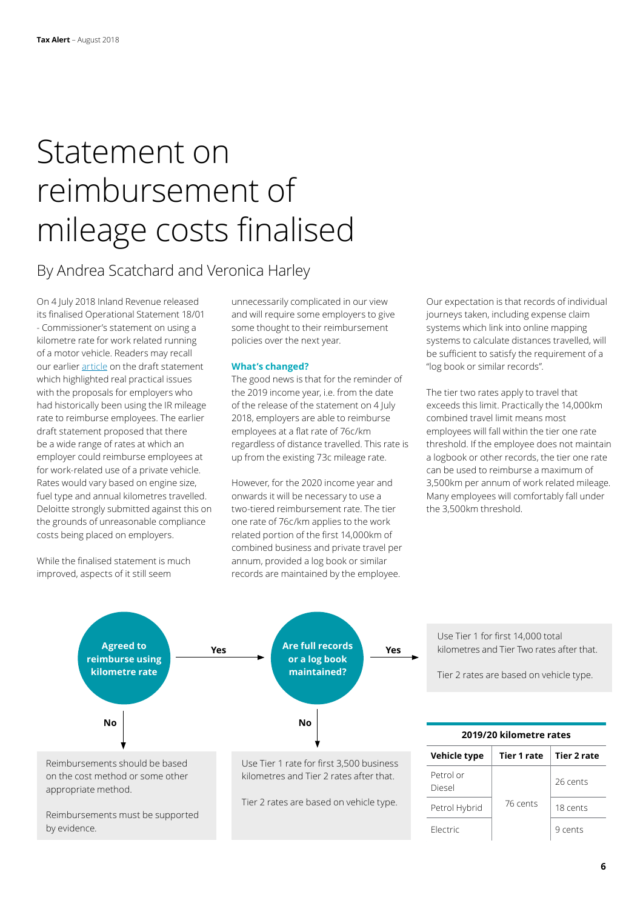# Statement on reimbursement of mileage costs finalised

By Andrea Scatchard and Veronica Harley

On 4 July 2018 Inland Revenue released its finalised Operational Statement 18/01 - Commissioner's statement on using a kilometre rate for work related running of a motor vehicle. Readers may recall our earlier article on the draft statement which highlighted real practical issues with the proposals for employers who had historically been using the IR mileage rate to reimburse employees. The earlier draft statement proposed that there be a wide range of rates at which an employer could reimburse employees at for work-related use of a private vehicle. Rates would vary based on engine size, fuel type and annual kilometres travelled. Deloitte strongly submitted against this on the grounds of unreasonable compliance costs being placed on employers.

While the finalised statement is much improved, aspects of it still seem unnecessarily complicated in our view and will require some employers to give some thought to their reimbursement policies over the next year.

### What's changed?

The good news is that for the reminder of the 2019 income year, i.e. from the date of the release of the statement on 4 July 2018, employers are able to reimburse employees at a flat rate of 76c/km regardless of distance travelled. This rate is up from the existing 73c mileage rate.

However, for the 2020 income year and onwards it will be necessary to use a two-tiered reimbursement rate. The tier one rate of 76c/km applies to the work related portion of the first 14,000km of combined business and private travel per annum, provided a log book or similar records are maintained by the employee.

Our expectation is that records of individual journeys taken, including expense claim systems which link into online mapping systems to calculate distances travelled, will be sufficient to satisfy the requirement of a "log book or similar records".

The tier two rates apply to travel that exceeds this limit. Practically the 14,000km combined travel limit means most employees will fall within the tier one rate threshold. If the employee does not maintain a logbook or other records, the tier one rate can be used to reimburse a maximum of 3,500km per annum of work related mileage. Many employees will comfortably fall under the 3,500km threshold.

**Agreed to reimburse using kilometre rate**

- **No** → Reimbursements should be based on the cost method or some other appropriate method.

  Reimbursements must be supported by evidence.
- **Yes** → **Are full records or a log book maintained?**
  - **Yes** → Use Tier 1 for first 14,000 total kilometres and Tier Two rates after that.

    Tier 2 rates are based on vehicle type.
  - **No** → Use Tier 1 rate for first 3,500 business kilometres and Tier 2 rates after that.

    Tier 2 rates are based on vehicle type.

**2019/20 kilometre rates**

| Vehicle type | Tier 1 rate | Tier 2 rate |
|---|---|---|
| Petrol or Diesel | 76 cents | 26 cents |
| Petrol Hybrid | 76 cents | 18 cents |
| Electric | 76 cents | 9 cents |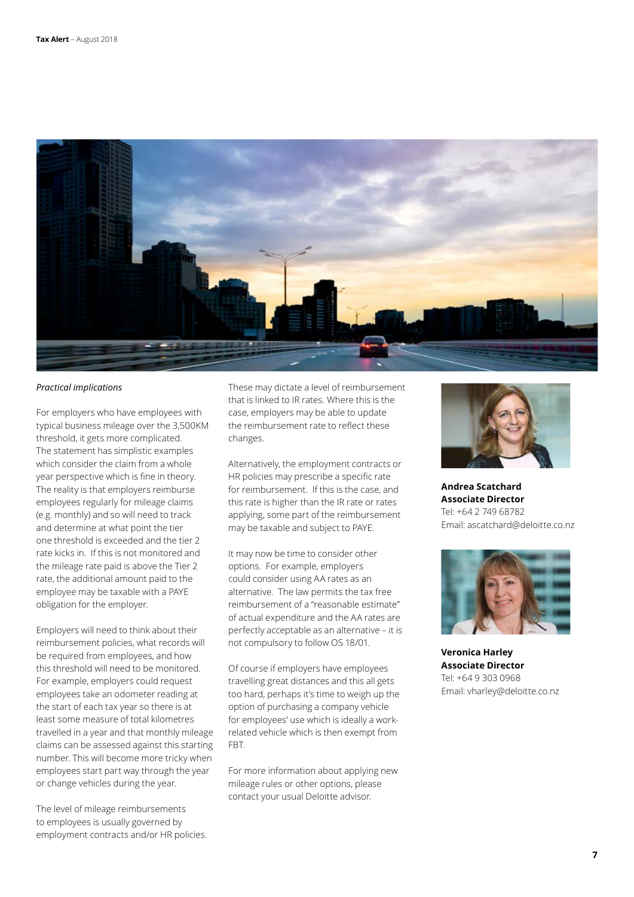*Practical implications*

For employers who have employees with typical business mileage over the 3,500KM threshold, it gets more complicated. The statement has simplistic examples which consider the claim from a whole year perspective which is fine in theory. The reality is that employers reimburse employees regularly for mileage claims (e.g. monthly) and so will need to track and determine at what point the tier one threshold is exceeded and the tier 2 rate kicks in. If this is not monitored and the mileage rate paid is above the Tier 2 rate, the additional amount paid to the employee may be taxable with a PAYE obligation for the employer.

Employers will need to think about their reimbursement policies, what records will be required from employees, and how this threshold will need to be monitored. For example, employers could request employees take an odometer reading at the start of each tax year so there is at least some measure of total kilometres travelled in a year and that monthly mileage claims can be assessed against this starting number. This will become more tricky when employees start part way through the year or change vehicles during the year.

The level of mileage reimbursements to employees is usually governed by employment contracts and/or HR policies. These may dictate a level of reimbursement that is linked to IR rates. Where this is the case, employers may be able to update the reimbursement rate to reflect these changes.

Alternatively, the employment contracts or HR policies may prescribe a specific rate for reimbursement. If this is the case, and this rate is higher than the IR rate or rates applying, some part of the reimbursement may be taxable and subject to PAYE.

It may now be time to consider other options. For example, employers could consider using AA rates as an alternative. The law permits the tax free reimbursement of a "reasonable estimate" of actual expenditure and the AA rates are perfectly acceptable as an alternative – it is not compulsory to follow OS 18/01.

Of course if employers have employees travelling great distances and this all gets too hard, perhaps it's time to weigh up the option of purchasing a company vehicle for employees' use which is ideally a work-related vehicle which is then exempt from FBT.

For more information about applying new mileage rules or other options, please contact your usual Deloitte advisor.

**Andrea Scatchard**
**Associate Director**
Tel: +64 2 749 68782
Email: ascatchard@deloitte.co.nz

**Veronica Harley**
**Associate Director**
Tel: +64 9 303 0968
Email: vharley@deloitte.co.nz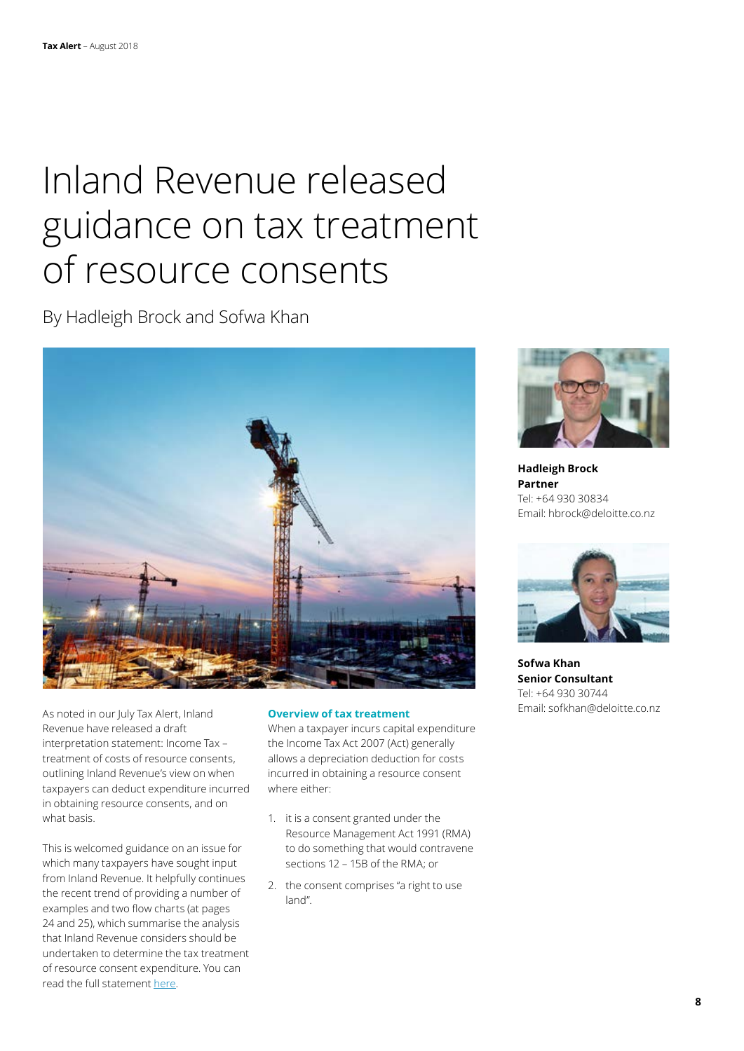// Inland Revenue released guidance on tax treatment of resource consents

By Hadleigh Brock and Sofwa Khan

As noted in our July Tax Alert, Inland Revenue have released a draft interpretation statement: Income Tax – treatment of costs of resource consents, outlining Inland Revenue's view on when taxpayers can deduct expenditure incurred in obtaining resource consents, and on what basis.

This is welcomed guidance on an issue for which many taxpayers have sought input from Inland Revenue. It helpfully continues the recent trend of providing a number of examples and two flow charts (at pages 24 and 25), which summarise the analysis that Inland Revenue considers should be undertaken to determine the tax treatment of resource consent expenditure. You can read the full statement here.

### Overview of tax treatment

When a taxpayer incurs capital expenditure the Income Tax Act 2007 (Act) generally allows a depreciation deduction for costs incurred in obtaining a resource consent where either:

1. it is a consent granted under the Resource Management Act 1991 (RMA) to do something that would contravene sections 12 – 15B of the RMA; or
2. the consent comprises "a right to use land".

**Hadleigh Brock**
**Partner**
Tel: +64 930 30834
Email: hbrock@deloitte.co.nz

**Sofwa Khan**
**Senior Consultant**
Tel: +64 930 30744
Email: sofkhan@deloitte.co.nz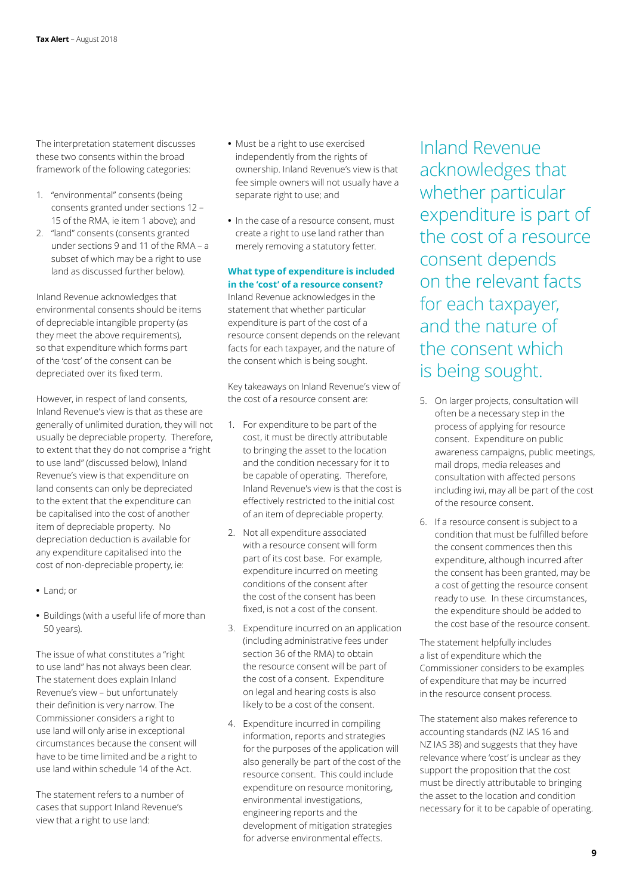The interpretation statement discusses these two consents within the broad framework of the following categories:

1. "environmental" consents (being consents granted under sections 12 – 15 of the RMA, ie item 1 above); and
2. "land" consents (consents granted under sections 9 and 11 of the RMA – a subset of which may be a right to use land as discussed further below).

Inland Revenue acknowledges that environmental consents should be items of depreciable intangible property (as they meet the above requirements), so that expenditure which forms part of the 'cost' of the consent can be depreciated over its fixed term.

However, in respect of land consents, Inland Revenue's view is that as these are generally of unlimited duration, they will not usually be depreciable property. Therefore, to extent that they do not comprise a "right to use land" (discussed below), Inland Revenue's view is that expenditure on land consents can only be depreciated to the extent that the expenditure can be capitalised into the cost of another item of depreciable property. No depreciation deduction is available for any expenditure capitalised into the cost of non-depreciable property, ie:

- Land; or
- Buildings (with a useful life of more than 50 years).

The issue of what constitutes a "right to use land" has not always been clear. The statement does explain Inland Revenue's view – but unfortunately their definition is very narrow. The Commissioner considers a right to use land will only arise in exceptional circumstances because the consent will have to be time limited and be a right to use land within schedule 14 of the Act.

The statement refers to a number of cases that support Inland Revenue's view that a right to use land:

- Must be a right to use exercised independently from the rights of ownership. Inland Revenue's view is that fee simple owners will not usually have a separate right to use; and
- In the case of a resource consent, must create a right to use land rather than merely removing a statutory fetter.

### What type of expenditure is included in the 'cost' of a resource consent?

Inland Revenue acknowledges in the statement that whether particular expenditure is part of the cost of a resource consent depends on the relevant facts for each taxpayer, and the nature of the consent which is being sought.

Key takeaways on Inland Revenue's view of the cost of a resource consent are:

1. For expenditure to be part of the cost, it must be directly attributable to bringing the asset to the location and the condition necessary for it to be capable of operating. Therefore, Inland Revenue's view is that the cost is effectively restricted to the initial cost of an item of depreciable property.
2. Not all expenditure associated with a resource consent will form part of its cost base. For example, expenditure incurred on meeting conditions of the consent after the cost of the consent has been fixed, is not a cost of the consent.
3. Expenditure incurred on an application (including administrative fees under section 36 of the RMA) to obtain the resource consent will be part of the cost of a consent. Expenditure on legal and hearing costs is also likely to be a cost of the consent.
4. Expenditure incurred in compiling information, reports and strategies for the purposes of the application will also generally be part of the cost of the resource consent. This could include expenditure on resource monitoring, environmental investigations, engineering reports and the development of mitigation strategies for adverse environmental effects.
5. On larger projects, consultation will often be a necessary step in the process of applying for resource consent. Expenditure on public awareness campaigns, public meetings, mail drops, media releases and consultation with affected persons including iwi, may all be part of the cost of the resource consent.
6. If a resource consent is subject to a condition that must be fulfilled before the consent commences then this expenditure, although incurred after the consent has been granted, may be a cost of getting the resource consent ready to use. In these circumstances, the expenditure should be added to the cost base of the resource consent.

> Inland Revenue acknowledges that whether particular expenditure is part of the cost of a resource consent depends on the relevant facts for each taxpayer, and the nature of the consent which is being sought.

The statement helpfully includes a list of expenditure which the Commissioner considers to be examples of expenditure that may be incurred in the resource consent process.

The statement also makes reference to accounting standards (NZ IAS 16 and NZ IAS 38) and suggests that they have relevance where 'cost' is unclear as they support the proposition that the cost must be directly attributable to bringing the asset to the location and condition necessary for it to be capable of operating.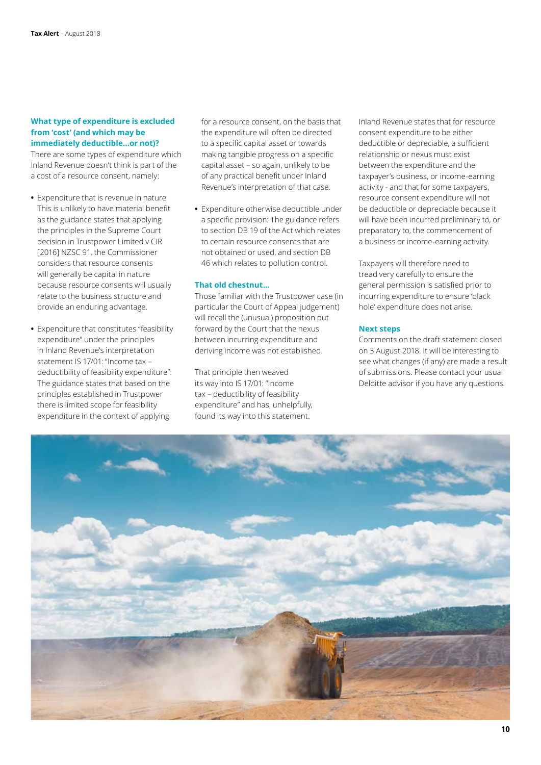### What type of expenditure is excluded from 'cost' (and which may be immediately deductible…or not)?

There are some types of expenditure which Inland Revenue doesn't think is part of the a cost of a resource consent, namely:

- Expenditure that is revenue in nature: This is unlikely to have material benefit as the guidance states that applying the principles in the Supreme Court decision in Trustpower Limited v CIR [2016] NZSC 91, the Commissioner considers that resource consents will generally be capital in nature because resource consents will usually relate to the business structure and provide an enduring advantage.

- Expenditure that constitutes "feasibility expenditure" under the principles in Inland Revenue's interpretation statement IS 17/01: "Income tax – deductibility of feasibility expenditure": The guidance states that based on the principles established in Trustpower there is limited scope for feasibility expenditure in the context of applying for a resource consent, on the basis that the expenditure will often be directed to a specific capital asset or towards making tangible progress on a specific capital asset – so again, unlikely to be of any practical benefit under Inland Revenue's interpretation of that case.

- Expenditure otherwise deductible under a specific provision: The guidance refers to section DB 19 of the Act which relates to certain resource consents that are not obtained or used, and section DB 46 which relates to pollution control.

### That old chestnut…

Those familiar with the Trustpower case (in particular the Court of Appeal judgement) will recall the (unusual) proposition put forward by the Court that the nexus between incurring expenditure and deriving income was not established.

That principle then weaved its way into IS 17/01: "Income tax – deductibility of feasibility expenditure" and has, unhelpfully, found its way into this statement.

Inland Revenue states that for resource consent expenditure to be either deductible or depreciable, a sufficient relationship or nexus must exist between the expenditure and the taxpayer's business, or income-earning activity - and that for some taxpayers, resource consent expenditure will not be deductible or depreciable because it will have been incurred preliminary to, or preparatory to, the commencement of a business or income-earning activity.

Taxpayers will therefore need to tread very carefully to ensure the general permission is satisfied prior to incurring expenditure to ensure 'black hole' expenditure does not arise.

### Next steps

Comments on the draft statement closed on 3 August 2018. It will be interesting to see what changes (if any) are made a result of submissions. Please contact your usual Deloitte advisor if you have any questions.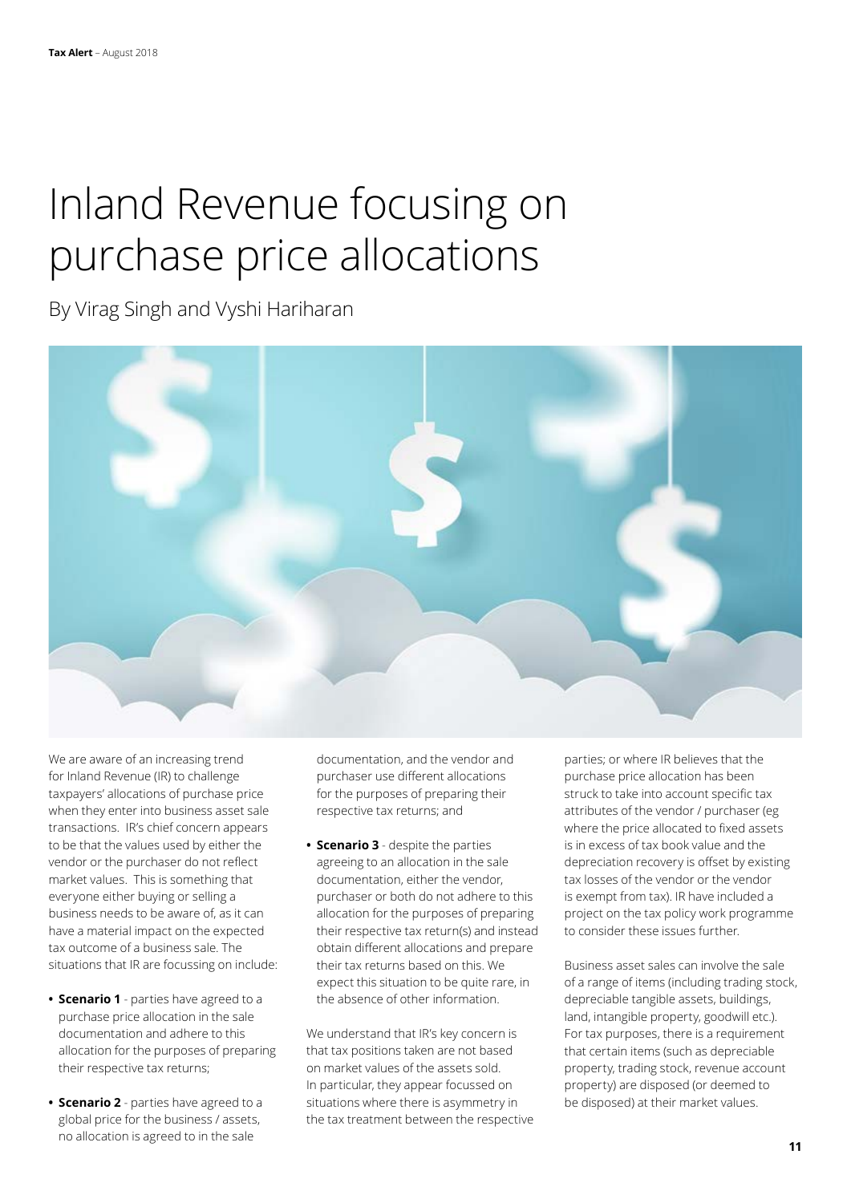# Inland Revenue focusing on purchase price allocations

By Virag Singh and Vyshi Hariharan

We are aware of an increasing trend for Inland Revenue (IR) to challenge taxpayers' allocations of purchase price when they enter into business asset sale transactions. IR's chief concern appears to be that the values used by either the vendor or the purchaser do not reflect market values. This is something that everyone either buying or selling a business needs to be aware of, as it can have a material impact on the expected tax outcome of a business sale. The situations that IR are focussing on include:

- **Scenario 1** - parties have agreed to a purchase price allocation in the sale documentation and adhere to this allocation for the purposes of preparing their respective tax returns;
- **Scenario 2** - parties have agreed to a global price for the business / assets, no allocation is agreed to in the sale documentation, and the vendor and purchaser use different allocations for the purposes of preparing their respective tax returns; and
- **Scenario 3** - despite the parties agreeing to an allocation in the sale documentation, either the vendor, purchaser or both do not adhere to this allocation for the purposes of preparing their respective tax return(s) and instead obtain different allocations and prepare their tax returns based on this. We expect this situation to be quite rare, in the absence of other information.

We understand that IR's key concern is that tax positions taken are not based on market values of the assets sold. In particular, they appear focussed on situations where there is asymmetry in the tax treatment between the respective parties; or where IR believes that the purchase price allocation has been struck to take into account specific tax attributes of the vendor / purchaser (eg where the price allocated to fixed assets is in excess of tax book value and the depreciation recovery is offset by existing tax losses of the vendor or the vendor is exempt from tax). IR have included a project on the tax policy work programme to consider these issues further.

Business asset sales can involve the sale of a range of items (including trading stock, depreciable tangible assets, buildings, land, intangible property, goodwill etc.). For tax purposes, there is a requirement that certain items (such as depreciable property, trading stock, revenue account property) are disposed (or deemed to be disposed) at their market values.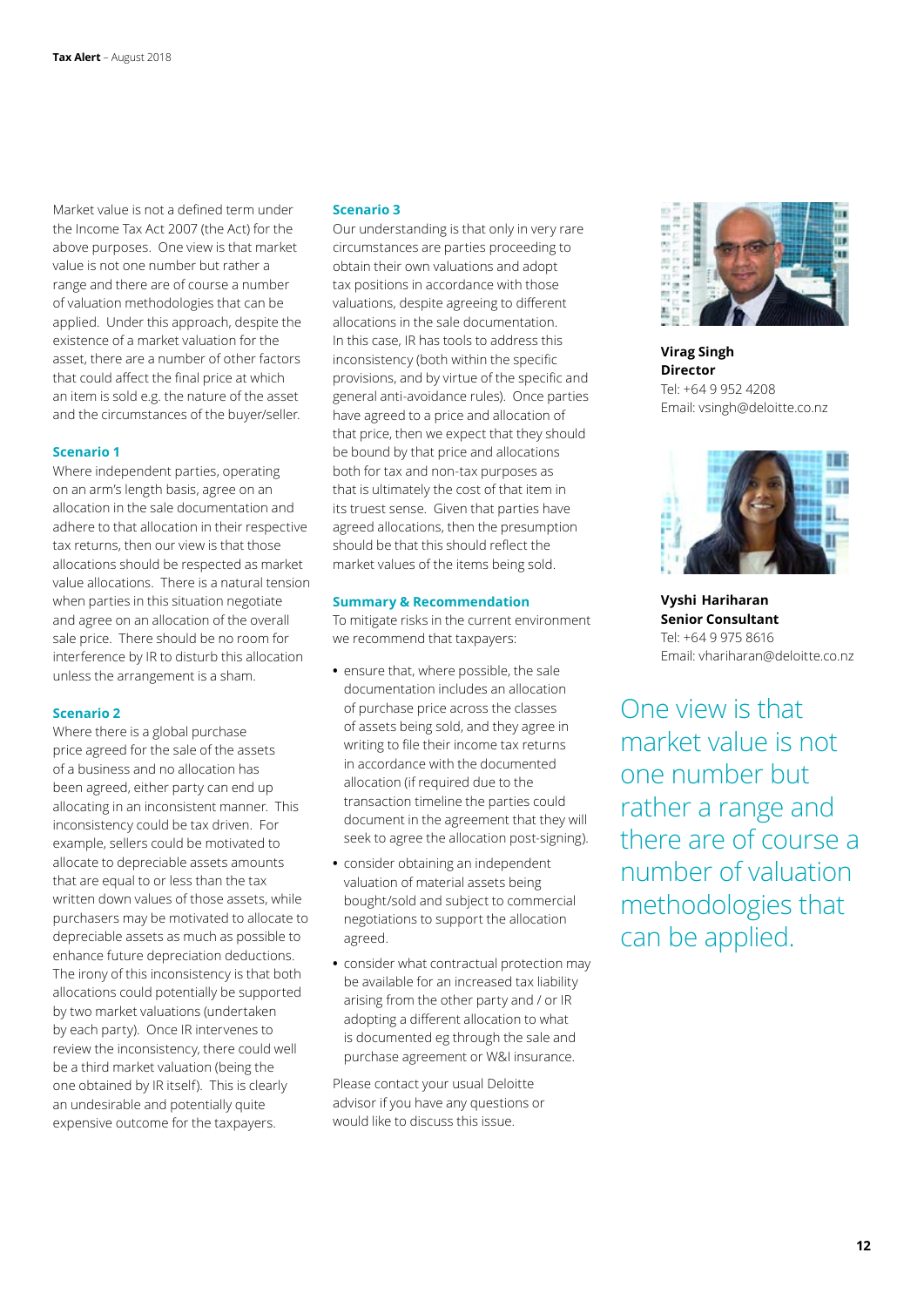Market value is not a defined term under the Income Tax Act 2007 (the Act) for the above purposes. One view is that market value is not one number but rather a range and there are of course a number of valuation methodologies that can be applied. Under this approach, despite the existence of a market valuation for the asset, there are a number of other factors that could affect the final price at which an item is sold e.g. the nature of the asset and the circumstances of the buyer/seller.

### Scenario 1

Where independent parties, operating on an arm's length basis, agree on an allocation in the sale documentation and adhere to that allocation in their respective tax returns, then our view is that those allocations should be respected as market value allocations. There is a natural tension when parties in this situation negotiate and agree on an allocation of the overall sale price. There should be no room for interference by IR to disturb this allocation unless the arrangement is a sham.

### Scenario 2

Where there is a global purchase price agreed for the sale of the assets of a business and no allocation has been agreed, either party can end up allocating in an inconsistent manner. This inconsistency could be tax driven. For example, sellers could be motivated to allocate to depreciable assets amounts that are equal to or less than the tax written down values of those assets, while purchasers may be motivated to allocate to depreciable assets as much as possible to enhance future depreciation deductions. The irony of this inconsistency is that both allocations could potentially be supported by two market valuations (undertaken by each party). Once IR intervenes to review the inconsistency, there could well be a third market valuation (being the one obtained by IR itself). This is clearly an undesirable and potentially quite expensive outcome for the taxpayers.

### Scenario 3

Our understanding is that only in very rare circumstances are parties proceeding to obtain their own valuations and adopt tax positions in accordance with those valuations, despite agreeing to different allocations in the sale documentation. In this case, IR has tools to address this inconsistency (both within the specific provisions, and by virtue of the specific and general anti-avoidance rules). Once parties have agreed to a price and allocation of that price, then we expect that they should be bound by that price and allocations both for tax and non-tax purposes as that is ultimately the cost of that item in its truest sense. Given that parties have agreed allocations, then the presumption should be that this should reflect the market values of the items being sold.

### Summary & Recommendation

To mitigate risks in the current environment we recommend that taxpayers:

- ensure that, where possible, the sale documentation includes an allocation of purchase price across the classes of assets being sold, and they agree in writing to file their income tax returns in accordance with the documented allocation (if required due to the transaction timeline the parties could document in the agreement that they will seek to agree the allocation post-signing).
- consider obtaining an independent valuation of material assets being bought/sold and subject to commercial negotiations to support the allocation agreed.
- consider what contractual protection may be available for an increased tax liability arising from the other party and / or IR adopting a different allocation to what is documented eg through the sale and purchase agreement or W&I insurance.

Please contact your usual Deloitte advisor if you have any questions or would like to discuss this issue.

**Virag Singh**
**Director**
Tel: +64 9 952 4208
Email: vsingh@deloitte.co.nz

**Vyshi Hariharan**
**Senior Consultant**
Tel: +64 9 975 8616
Email: vhariharan@deloitte.co.nz

One view is that market value is not one number but rather a range and there are of course a number of valuation methodologies that can be applied.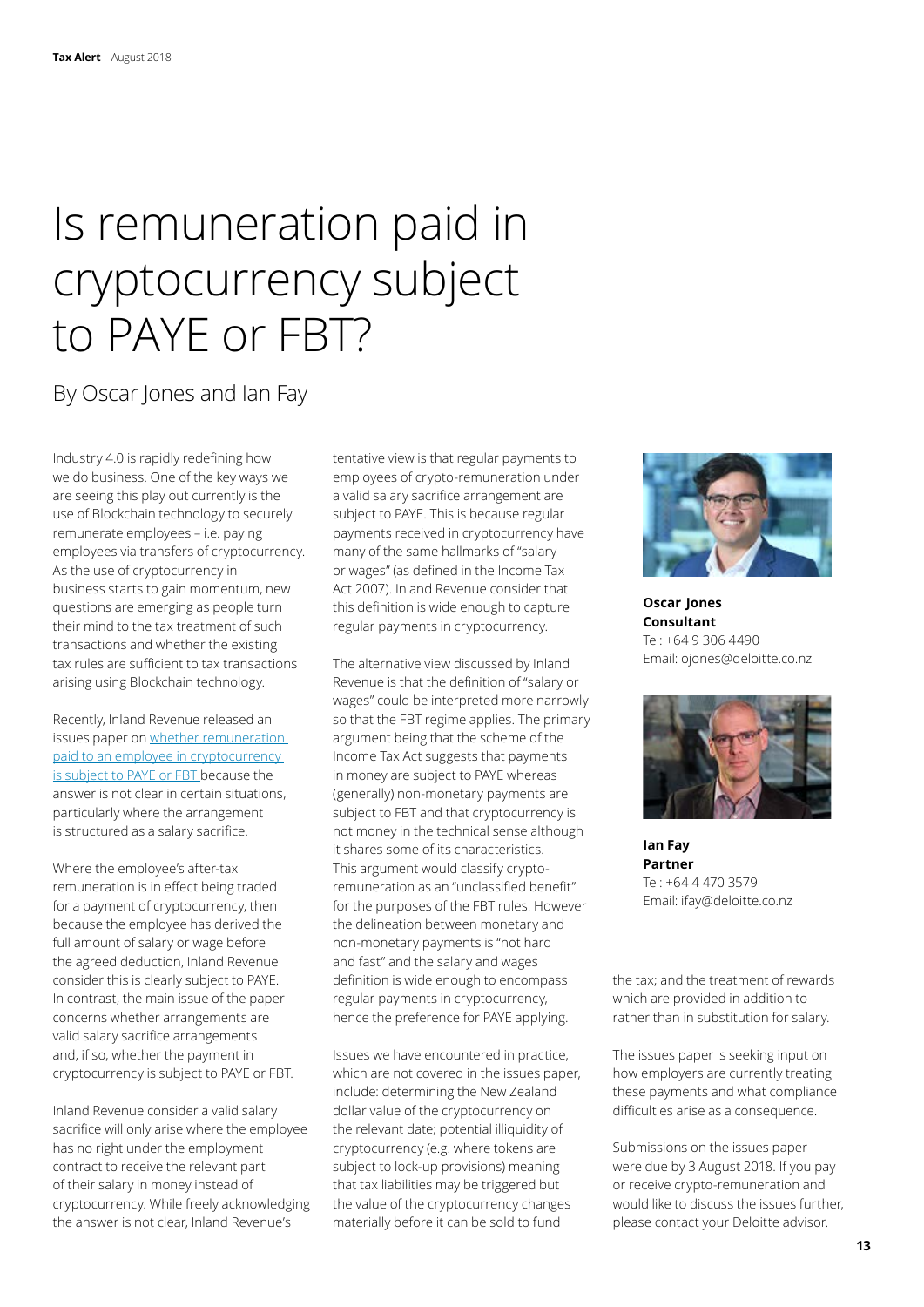# Is remuneration paid in cryptocurrency subject to PAYE or FBT?

By Oscar Jones and Ian Fay

Industry 4.0 is rapidly redefining how we do business. One of the key ways we are seeing this play out currently is the use of Blockchain technology to securely remunerate employees – i.e. paying employees via transfers of cryptocurrency. As the use of cryptocurrency in business starts to gain momentum, new questions are emerging as people turn their mind to the tax treatment of such transactions and whether the existing tax rules are sufficient to tax transactions arising using Blockchain technology.

Recently, Inland Revenue released an issues paper on whether remuneration paid to an employee in cryptocurrency is subject to PAYE or FBT because the answer is not clear in certain situations, particularly where the arrangement is structured as a salary sacrifice.

Where the employee's after-tax remuneration is in effect being traded for a payment of cryptocurrency, then because the employee has derived the full amount of salary or wage before the agreed deduction, Inland Revenue consider this is clearly subject to PAYE. In contrast, the main issue of the paper concerns whether arrangements are valid salary sacrifice arrangements and, if so, whether the payment in cryptocurrency is subject to PAYE or FBT.

Inland Revenue consider a valid salary sacrifice will only arise where the employee has no right under the employment contract to receive the relevant part of their salary in money instead of cryptocurrency. While freely acknowledging the answer is not clear, Inland Revenue's tentative view is that regular payments to employees of crypto-remuneration under a valid salary sacrifice arrangement are subject to PAYE. This is because regular payments received in cryptocurrency have many of the same hallmarks of "salary or wages" (as defined in the Income Tax Act 2007). Inland Revenue consider that this definition is wide enough to capture regular payments in cryptocurrency.

The alternative view discussed by Inland Revenue is that the definition of "salary or wages" could be interpreted more narrowly so that the FBT regime applies. The primary argument being that the scheme of the Income Tax Act suggests that payments in money are subject to PAYE whereas (generally) non-monetary payments are subject to FBT and that cryptocurrency is not money in the technical sense although it shares some of its characteristics. This argument would classify crypto-remuneration as an "unclassified benefit" for the purposes of the FBT rules. However the delineation between monetary and non-monetary payments is "not hard and fast" and the salary and wages definition is wide enough to encompass regular payments in cryptocurrency, hence the preference for PAYE applying.

Issues we have encountered in practice, which are not covered in the issues paper, include: determining the New Zealand dollar value of the cryptocurrency on the relevant date; potential illiquidity of cryptocurrency (e.g. where tokens are subject to lock-up provisions) meaning that tax liabilities may be triggered but the value of the cryptocurrency changes materially before it can be sold to fund the tax; and the treatment of rewards which are provided in addition to rather than in substitution for salary.

The issues paper is seeking input on how employers are currently treating these payments and what compliance difficulties arise as a consequence.

Submissions on the issues paper were due by 3 August 2018. If you pay or receive crypto-remuneration and would like to discuss the issues further, please contact your Deloitte advisor.

**Oscar Jones**
**Consultant**
Tel: +64 9 306 4490
Email: ojones@deloitte.co.nz

**Ian Fay**
**Partner**
Tel: +64 4 470 3579
Email: ifay@deloitte.co.nz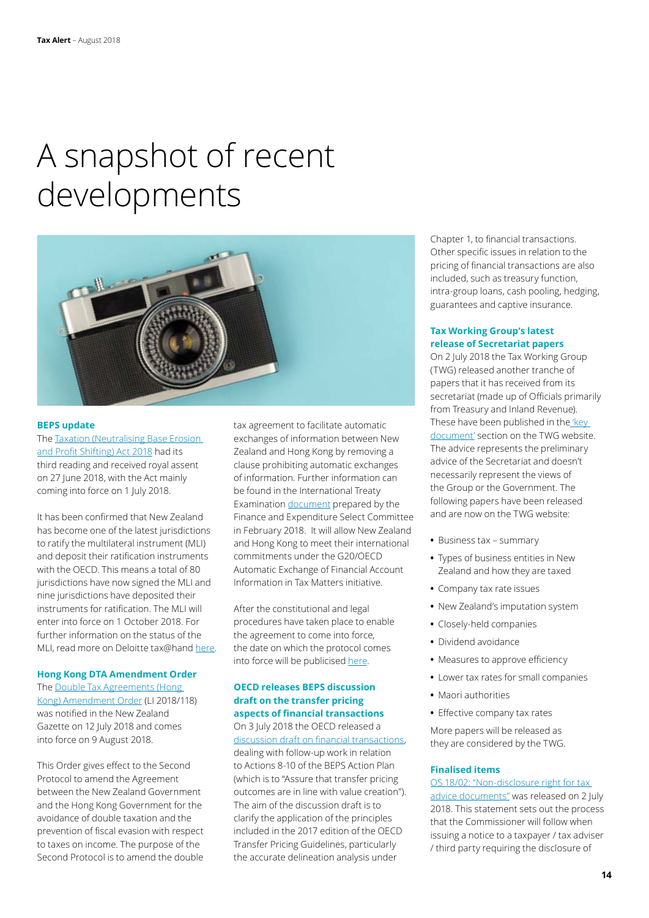// A snapshot of recent developments

# A snapshot of recent developments

### BEPS update

The Taxation (Neutralising Base Erosion and Profit Shifting) Act 2018 had its third reading and received royal assent on 27 June 2018, with the Act mainly coming into force on 1 July 2018.

It has been confirmed that New Zealand has become one of the latest jurisdictions to ratify the multilateral instrument (MLI) and deposit their ratification instruments with the OECD. This means a total of 80 jurisdictions have now signed the MLI and nine jurisdictions have deposited their instruments for ratification. The MLI will enter into force on 1 October 2018. For further information on the status of the MLI, read more on Deloitte tax@hand here.

### Hong Kong DTA Amendment Order

The Double Tax Agreements (Hong Kong) Amendment Order (LI 2018/118) was notified in the New Zealand Gazette on 12 July 2018 and comes into force on 9 August 2018.

This Order gives effect to the Second Protocol to amend the Agreement between the New Zealand Government and the Hong Kong Government for the avoidance of double taxation and the prevention of fiscal evasion with respect to taxes on income. The purpose of the Second Protocol is to amend the double tax agreement to facilitate automatic exchanges of information between New Zealand and Hong Kong by removing a clause prohibiting automatic exchanges of information. Further information can be found in the International Treaty Examination document prepared by the Finance and Expenditure Select Committee in February 2018. It will allow New Zealand and Hong Kong to meet their international commitments under the G20/OECD Automatic Exchange of Financial Account Information in Tax Matters initiative.

After the constitutional and legal procedures have taken place to enable the agreement to come into force, the date on which the protocol comes into force will be publicised here.

### OECD releases BEPS discussion draft on the transfer pricing aspects of financial transactions

On 3 July 2018 the OECD released a discussion draft on financial transactions, dealing with follow-up work in relation to Actions 8-10 of the BEPS Action Plan (which is to "Assure that transfer pricing outcomes are in line with value creation"). The aim of the discussion draft is to clarify the application of the principles included in the 2017 edition of the OECD Transfer Pricing Guidelines, particularly the accurate delineation analysis under Chapter 1, to financial transactions. Other specific issues in relation to the pricing of financial transactions are also included, such as treasury function, intra-group loans, cash pooling, hedging, guarantees and captive insurance.

### Tax Working Group's latest release of Secretariat papers

On 2 July 2018 the Tax Working Group (TWG) released another tranche of papers that it has received from its secretariat (made up of Officials primarily from Treasury and Inland Revenue). These have been published in the 'key document' section on the TWG website. The advice represents the preliminary advice of the Secretariat and doesn't necessarily represent the views of the Group or the Government. The following papers have been released and are now on the TWG website:

- Business tax – summary
- Types of business entities in New Zealand and how they are taxed
- Company tax rate issues
- New Zealand's imputation system
- Closely-held companies
- Dividend avoidance
- Measures to approve efficiency
- Lower tax rates for small companies
- Maori authorities
- Effective company tax rates

More papers will be released as they are considered by the TWG.

### Finalised items

OS 18/02: "Non-disclosure right for tax advice documents" was released on 2 July 2018. This statement sets out the process that the Commissioner will follow when issuing a notice to a taxpayer / tax adviser / third party requiring the disclosure of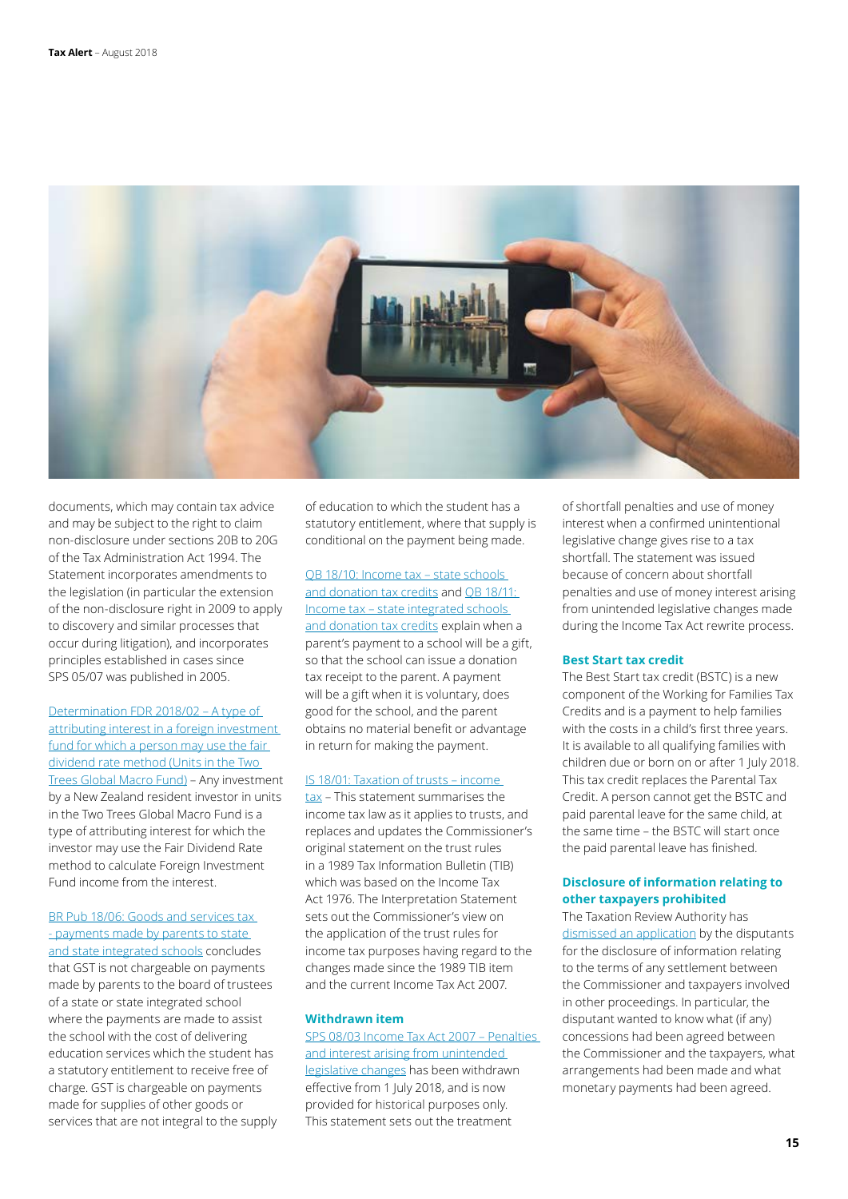documents, which may contain tax advice and may be subject to the right to claim non-disclosure under sections 20B to 20G of the Tax Administration Act 1994. The Statement incorporates amendments to the legislation (in particular the extension of the non-disclosure right in 2009 to apply to discovery and similar processes that occur during litigation), and incorporates principles established in cases since SPS 05/07 was published in 2005.

Determination FDR 2018/02 – A type of attributing interest in a foreign investment fund for which a person may use the fair dividend rate method (Units in the Two Trees Global Macro Fund) – Any investment by a New Zealand resident investor in units in the Two Trees Global Macro Fund is a type of attributing interest for which the investor may use the Fair Dividend Rate method to calculate Foreign Investment Fund income from the interest.

BR Pub 18/06: Goods and services tax - payments made by parents to state and state integrated schools concludes that GST is not chargeable on payments made by parents to the board of trustees of a state or state integrated school where the payments are made to assist the school with the cost of delivering education services which the student has a statutory entitlement to receive free of charge. GST is chargeable on payments made for supplies of other goods or services that are not integral to the supply of education to which the student has a statutory entitlement, where that supply is conditional on the payment being made.

QB 18/10: Income tax – state schools and donation tax credits and QB 18/11: Income tax – state integrated schools and donation tax credits explain when a parent's payment to a school will be a gift, so that the school can issue a donation tax receipt to the parent. A payment will be a gift when it is voluntary, does good for the school, and the parent obtains no material benefit or advantage in return for making the payment.

IS 18/01: Taxation of trusts – income tax – This statement summarises the income tax law as it applies to trusts, and replaces and updates the Commissioner's original statement on the trust rules in a 1989 Tax Information Bulletin (TIB) which was based on the Income Tax Act 1976. The Interpretation Statement sets out the Commissioner's view on the application of the trust rules for income tax purposes having regard to the changes made since the 1989 TIB item and the current Income Tax Act 2007.

### Withdrawn item

SPS 08/03 Income Tax Act 2007 – Penalties and interest arising from unintended legislative changes has been withdrawn effective from 1 July 2018, and is now provided for historical purposes only. This statement sets out the treatment of shortfall penalties and use of money interest when a confirmed unintentional legislative change gives rise to a tax shortfall. The statement was issued because of concern about shortfall penalties and use of money interest arising from unintended legislative changes made during the Income Tax Act rewrite process.

### Best Start tax credit

The Best Start tax credit (BSTC) is a new component of the Working for Families Tax Credits and is a payment to help families with the costs in a child's first three years. It is available to all qualifying families with children due or born on or after 1 July 2018. This tax credit replaces the Parental Tax Credit. A person cannot get the BSTC and paid parental leave for the same child, at the same time – the BSTC will start once the paid parental leave has finished.

### Disclosure of information relating to other taxpayers prohibited

The Taxation Review Authority has dismissed an application by the disputants for the disclosure of information relating to the terms of any settlement between the Commissioner and taxpayers involved in other proceedings. In particular, the disputant wanted to know what (if any) concessions had been agreed between the Commissioner and the taxpayers, what arrangements had been made and what monetary payments had been agreed.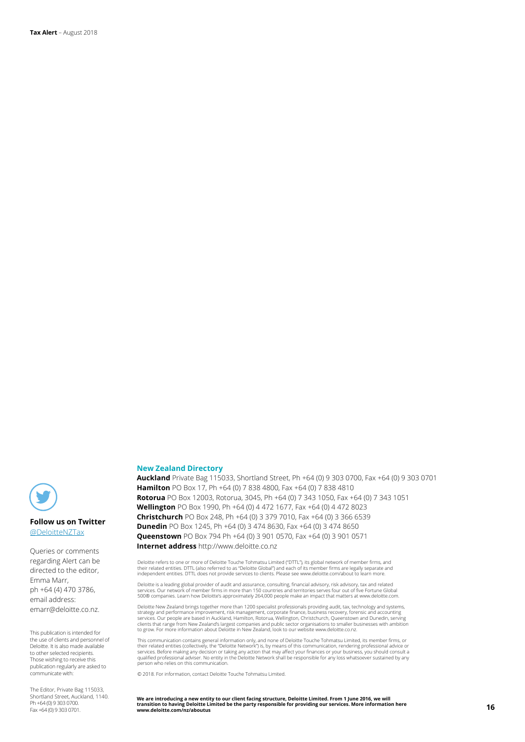**Follow us on Twitter**
@DeloitteNZTax

Queries or comments regarding Alert can be directed to the editor, Emma Marr, ph +64 (4) 470 3786, email address: emarr@deloitte.co.nz.

This publication is intended for the use of clients and personnel of Deloitte. It is also made available to other selected recipients. Those wishing to receive this publication regularly are asked to communicate with:

The Editor, Private Bag 115033, Shortland Street, Auckland, 1140. Ph +64 (0) 9 303 0700. Fax +64 (0) 9 303 0701.

## New Zealand Directory

**Auckland** Private Bag 115033, Shortland Street, Ph +64 (0) 9 303 0700, Fax +64 (0) 9 303 0701
**Hamilton** PO Box 17, Ph +64 (0) 7 838 4800, Fax +64 (0) 7 838 4810
**Rotorua** PO Box 12003, Rotorua, 3045, Ph +64 (0) 7 343 1050, Fax +64 (0) 7 343 1051
**Wellington** PO Box 1990, Ph +64 (0) 4 472 1677, Fax +64 (0) 4 472 8023
**Christchurch** PO Box 248, Ph +64 (0) 3 379 7010, Fax +64 (0) 3 366 6539
**Dunedin** PO Box 1245, Ph +64 (0) 3 474 8630, Fax +64 (0) 3 474 8650
**Queenstown** PO Box 794 Ph +64 (0) 3 901 0570, Fax +64 (0) 3 901 0571
**Internet address** http://www.deloitte.co.nz

Deloitte refers to one or more of Deloitte Touche Tohmatsu Limited ("DTTL"), its global network of member firms, and their related entities. DTTL (also referred to as "Deloitte Global") and each of its member firms are legally separate and independent entities. DTTL does not provide services to clients. Please see www.deloitte.com/about to learn more.

Deloitte is a leading global provider of audit and assurance, consulting, financial advisory, risk advisory, tax and related services. Our network of member firms in more than 150 countries and territories serves four out of five Fortune Global 500® companies. Learn how Deloitte's approximately 264,000 people make an impact that matters at www.deloitte.com.

Deloitte New Zealand brings together more than 1200 specialist professionals providing audit, tax, technology and systems, strategy and performance improvement, risk management, corporate finance, business recovery, forensic and accounting services. Our people are based in Auckland, Hamilton, Rotorua, Wellington, Christchurch, Queenstown and Dunedin, serving clients that range from New Zealand's largest companies and public sector organisations to smaller businesses with ambition to grow. For more information about Deloitte in New Zealand, look to our website www.deloitte.co.nz.

This communication contains general information only, and none of Deloitte Touche Tohmatsu Limited, its member firms, or their related entities (collectively, the "Deloitte Network") is, by means of this communication, rendering professional advice or services. Before making any decision or taking any action that may affect your finances or your business, you should consult a qualified professional adviser. No entity in the Deloitte Network shall be responsible for any loss whatsoever sustained by any person who relies on this communication.

© 2018. For information, contact Deloitte Touche Tohmatsu Limited.

**We are introducing a new entity to our client facing structure, Deloitte Limited. From 1 June 2016, we will transition to having Deloitte Limited be the party responsible for providing our services. More information here www.deloitte.com/nz/aboutus**